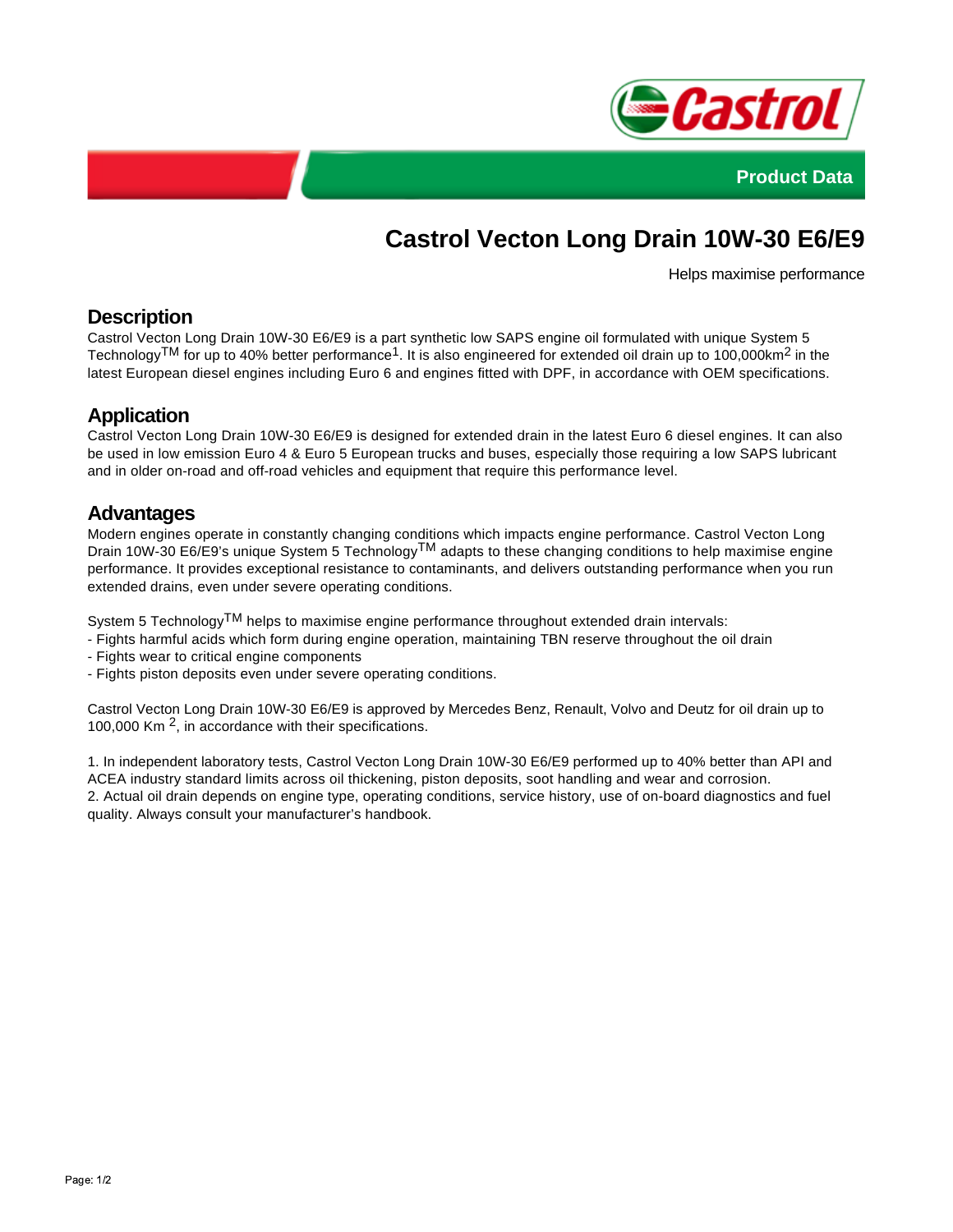Product Data

# Castrol Vecton Long Drain 10W-30 E6/E9

Helps maximise performance

## Description

Castrol Vecton Long Drain 10W-30 E6/E9 is a part synthetic low SAPS engine oil formulated with unique System 5 Technology™ for up to 40% better performance[1]. It is also engineered for extended oil drain up to 100,000km[2] in the latest European diesel engines including Euro 6 and engines fitted with DPF, in accordance with OEM specifications.

## Application

Castrol Vecton Long Drain 10W-30 E6/E9 is designed for extended drain in the latest Euro 6 diesel engines. It can also be used in low emission Euro 4 & Euro 5 European trucks and buses, especially those requiring a low SAPS lubricant and in older on-road and off-road vehicles and equipment that require this performance level.

## Advantages

Modern engines operate in constantly changing conditions which impacts engine performance. Castrol Vecton Long Drain 10W-30 E6/E9's unique System 5 Technology™ adapts to these changing conditions to help maximise engine performance. It provides exceptional resistance to contaminants, and delivers outstanding performance when you run extended drains, even under severe operating conditions.

System 5 Technology™ helps to maximise engine performance throughout extended drain intervals:

- Fights harmful acids which form during engine operation, maintaining TBN reserve throughout the oil drain
- Fights wear to critical engine components
- Fights piston deposits even under severe operating conditions.

Castrol Vecton Long Drain 10W-30 E6/E9 is approved by Mercedes Benz, Renault, Volvo and Deutz for oil drain up to 100,000 Km [2], in accordance with their specifications.

1. In independent laboratory tests, Castrol Vecton Long Drain 10W-30 E6/E9 performed up to 40% better than API and ACEA industry standard limits across oil thickening, piston deposits, soot handling and wear and corrosion.
2. Actual oil drain depends on engine type, operating conditions, service history, use of on-board diagnostics and fuel quality. Always consult your manufacturer's handbook.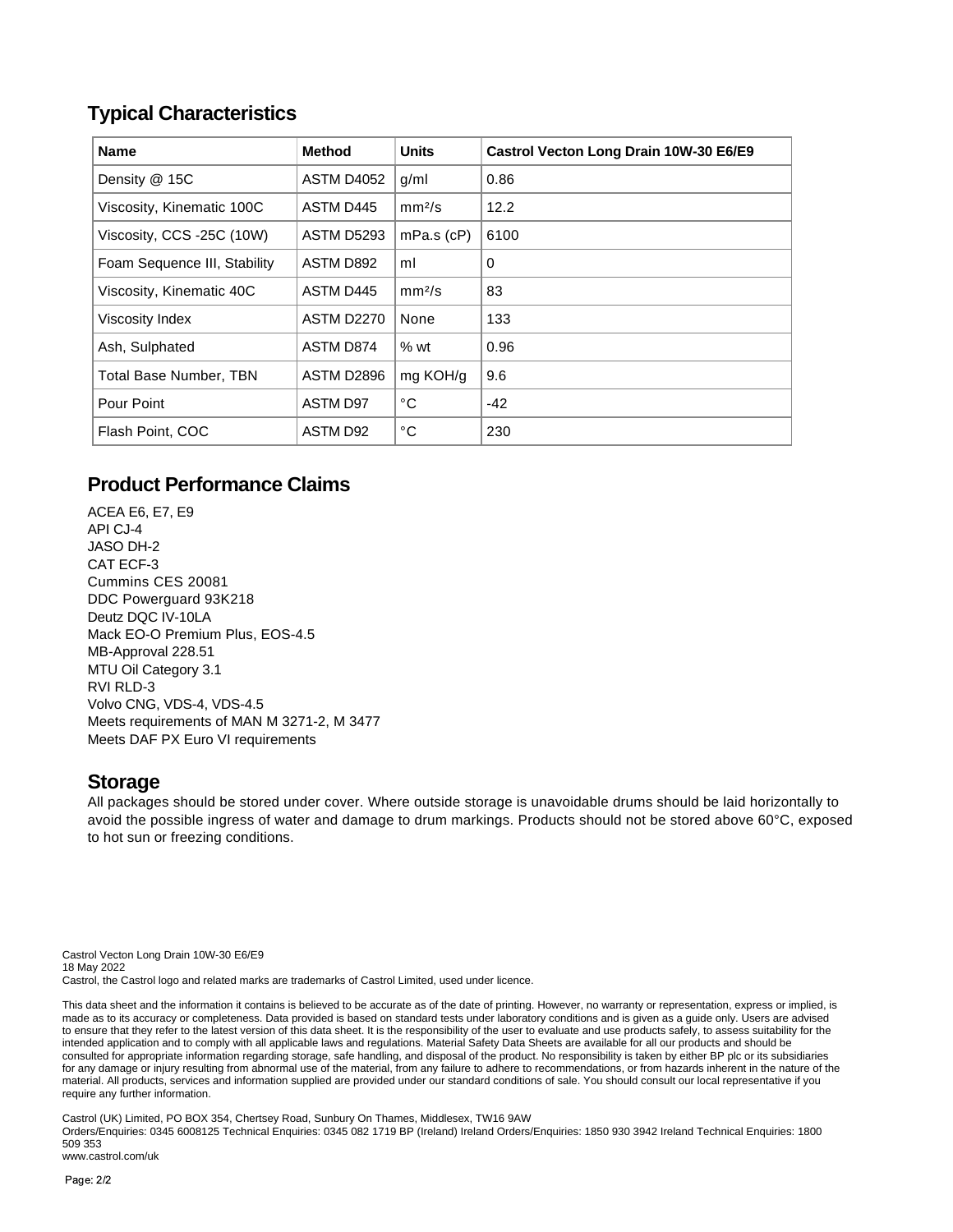## Typical Characteristics

| Name | Method | Units | Castrol Vecton Long Drain 10W-30 E6/E9 |
|---|---|---|---|
| Density @ 15C | ASTM D4052 | g/ml | 0.86 |
| Viscosity, Kinematic 100C | ASTM D445 | $mm^2/s$ | 12.2 |
| Viscosity, CCS -25C (10W) | ASTM D5293 | mPa.s (cP) | 6100 |
| Foam Sequence III, Stability | ASTM D892 | ml | 0 |
| Viscosity, Kinematic 40C | ASTM D445 | $mm^2/s$ | 83 |
| Viscosity Index | ASTM D2270 | None | 133 |
| Ash, Sulphated | ASTM D874 | % wt | 0.96 |
| Total Base Number, TBN | ASTM D2896 | mg KOH/g | 9.6 |
| Pour Point | ASTM D97 | °C | -42 |
| Flash Point, COC | ASTM D92 | °C | 230 |

## Product Performance Claims

ACEA E6, E7, E9
API CJ-4
JASO DH-2
CAT ECF-3
Cummins CES 20081
DDC Powerguard 93K218
Deutz DQC IV-10LA
Mack EO-O Premium Plus, EOS-4.5
MB-Approval 228.51
MTU Oil Category 3.1
RVI RLD-3
Volvo CNG, VDS-4, VDS-4.5
Meets requirements of MAN M 3271-2, M 3477
Meets DAF PX Euro VI requirements

## Storage

All packages should be stored under cover. Where outside storage is unavoidable drums should be laid horizontally to avoid the possible ingress of water and damage to drum markings. Products should not be stored above 60°C, exposed to hot sun or freezing conditions.

Castrol Vecton Long Drain 10W-30 E6/E9
18 May 2022
Castrol, the Castrol logo and related marks are trademarks of Castrol Limited, used under licence.

This data sheet and the information it contains is believed to be accurate as of the date of printing. However, no warranty or representation, express or implied, is made as to its accuracy or completeness. Data provided is based on standard tests under laboratory conditions and is given as a guide only. Users are advised to ensure that they refer to the latest version of this data sheet. It is the responsibility of the user to evaluate and use products safely, to assess suitability for the intended application and to comply with all applicable laws and regulations. Material Safety Data Sheets are available for all our products and should be consulted for appropriate information regarding storage, safe handling, and disposal of the product. No responsibility is taken by either BP plc or its subsidiaries for any damage or injury resulting from abnormal use of the material, from any failure to adhere to recommendations, or from hazards inherent in the nature of the material. All products, services and information supplied are provided under our standard conditions of sale. You should consult our local representative if you require any further information.

Castrol (UK) Limited, PO BOX 354, Chertsey Road, Sunbury On Thames, Middlesex, TW16 9AW
Orders/Enquiries: 0345 6008125 Technical Enquiries: 0345 082 1719 BP (Ireland) Ireland Orders/Enquiries: 1850 930 3942 Ireland Technical Enquiries: 1800 509 353
www.castrol.com/uk